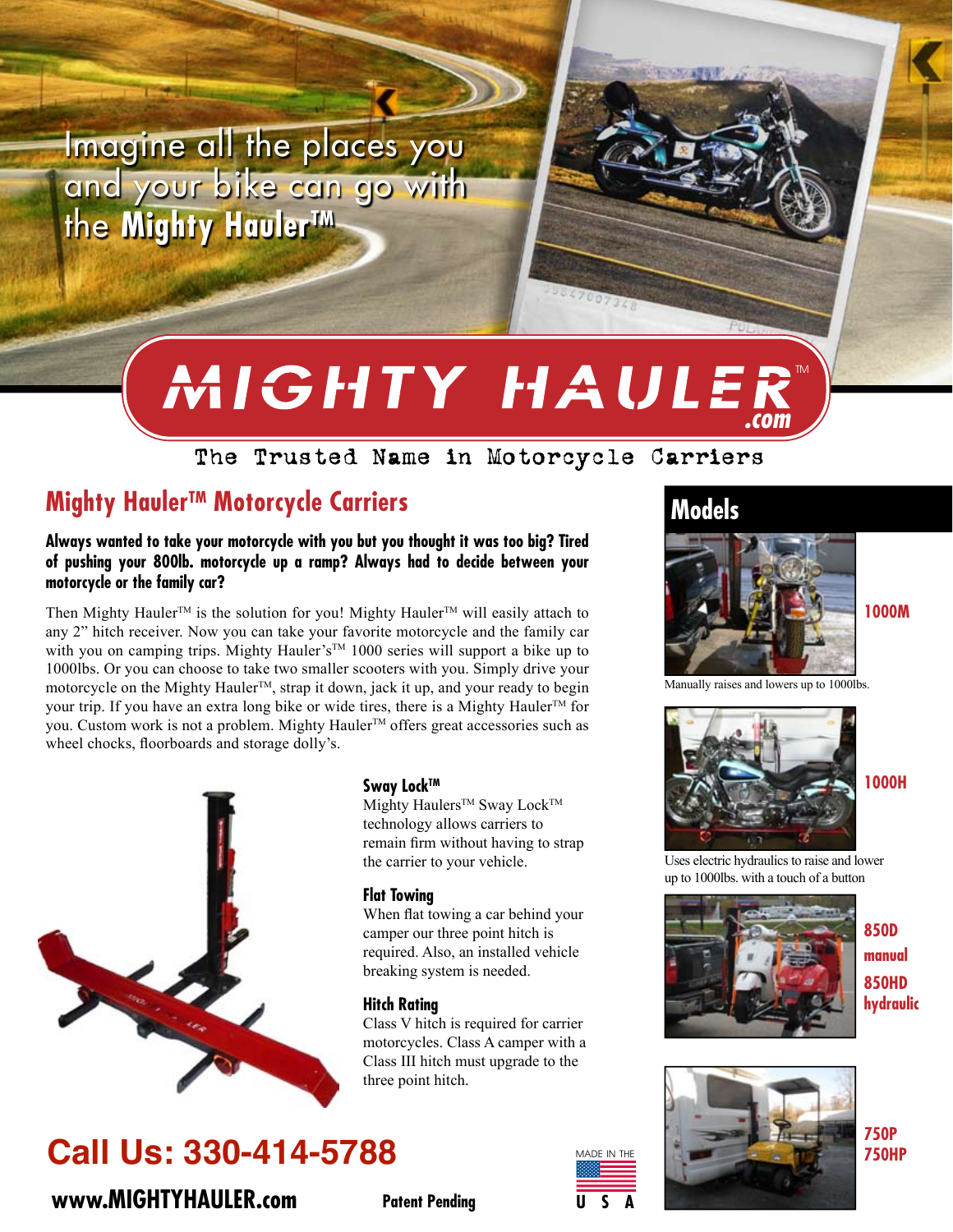Imagine all the places you and your bike can go with the **Mighty Hauler™**

# MIGHTY HAULER™ .com

The Trusted Name in Motorcycle Carriers

## Mighty Hauler™ Motorcycle Carriers

**Always wanted to take your motorcycle with you but you thought it was too big? Tired of pushing your 800lb. motorcycle up a ramp? Always had to decide between your motorcycle or the family car?**

Then Mighty Hauler™ is the solution for you! Mighty Hauler™ will easily attach to any 2" hitch receiver. Now you can take your favorite motorcycle and the family car with you on camping trips. Mighty Hauler's™ 1000 series will support a bike up to 1000lbs. Or you can choose to take two smaller scooters with you. Simply drive your motorcycle on the Mighty Hauler™, strap it down, jack it up, and your ready to begin your trip. If you have an extra long bike or wide tires, there is a Mighty Hauler™ for you. Custom work is not a problem. Mighty Hauler™ offers great accessories such as wheel chocks, floorboards and storage dolly's.

### Sway Lock™

Mighty Haulers™ Sway Lock™ technology allows carriers to remain firm without having to strap the carrier to your vehicle.

### Flat Towing

When flat towing a car behind your camper our three point hitch is required. Also, an installed vehicle breaking system is needed.

### Hitch Rating

Class V hitch is required for carrier motorcycles. Class A camper with a Class III hitch must upgrade to the three point hitch.

## Models

**1000M**

Manually raises and lowers up to 1000lbs.

**1000H**

Uses electric hydraulics to raise and lower up to 1000lbs. with a touch of a button

**850D manual**

**850HD hydraulic**

**750P**

**750HP**

## Call Us: 330-414-5788

**www.MIGHTYHAULER.com**

**Patent Pending**

MADE IN THE U S A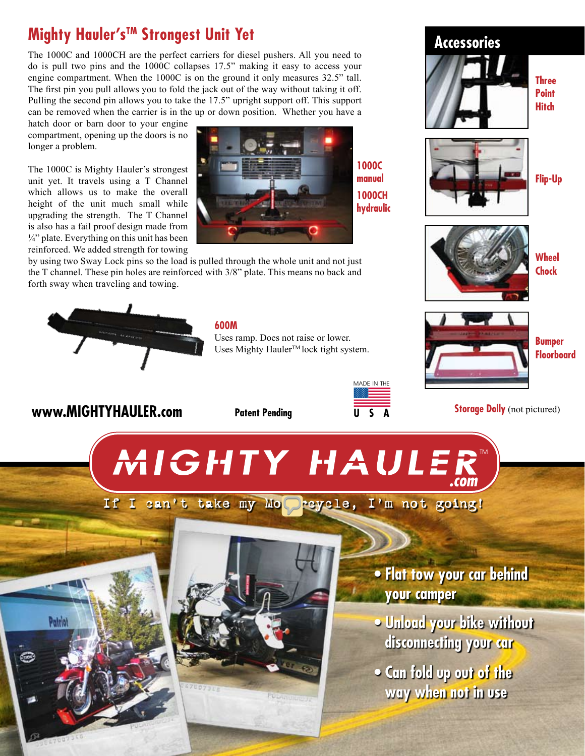## Mighty Hauler's™ Strongest Unit Yet

The 1000C and 1000CH are the perfect carriers for diesel pushers. All you need to do is pull two pins and the 1000C collapses 17.5" making it easy to access your engine compartment. When the 1000C is on the ground it only measures 32.5" tall. The first pin you pull allows you to fold the jack out of the way without taking it off. Pulling the second pin allows you to take the 17.5" upright support off. This support can be removed when the carrier is in the up or down position. Whether you have a hatch door or barn door to your engine compartment, opening up the doors is no longer a problem.

The 1000C is Mighty Hauler's strongest unit yet. It travels using a T Channel which allows us to make the overall height of the unit much small while upgrading the strength. The T Channel is also has a fail proof design made from ¼" plate. Everything on this unit has been reinforced. We added strength for towing by using two Sway Lock pins so the load is pulled through the whole unit and not just the T channel. These pin holes are reinforced with 3/8" plate. This means no back and forth sway when traveling and towing.

**1000C** manual

**1000CH** hydraulic

**600M**

Uses ramp. Does not raise or lower.
Uses Mighty Hauler™ lock tight system.

**www.MIGHTYHAULER.com**

**Patent Pending**

MADE IN THE U S A

## Accessories

**Three Point Hitch**

**Flip-Up**

**Wheel Chock**

**Bumper Floorboard**

**Storage Dolly** (not pictured)

# MIGHTY HAULER™ .com

If I can't take my Motorcycle, I'm not going!

- Flat tow your car behind your camper
- Unload your bike without disconnecting your car
- Can fold up out of the way when not in use